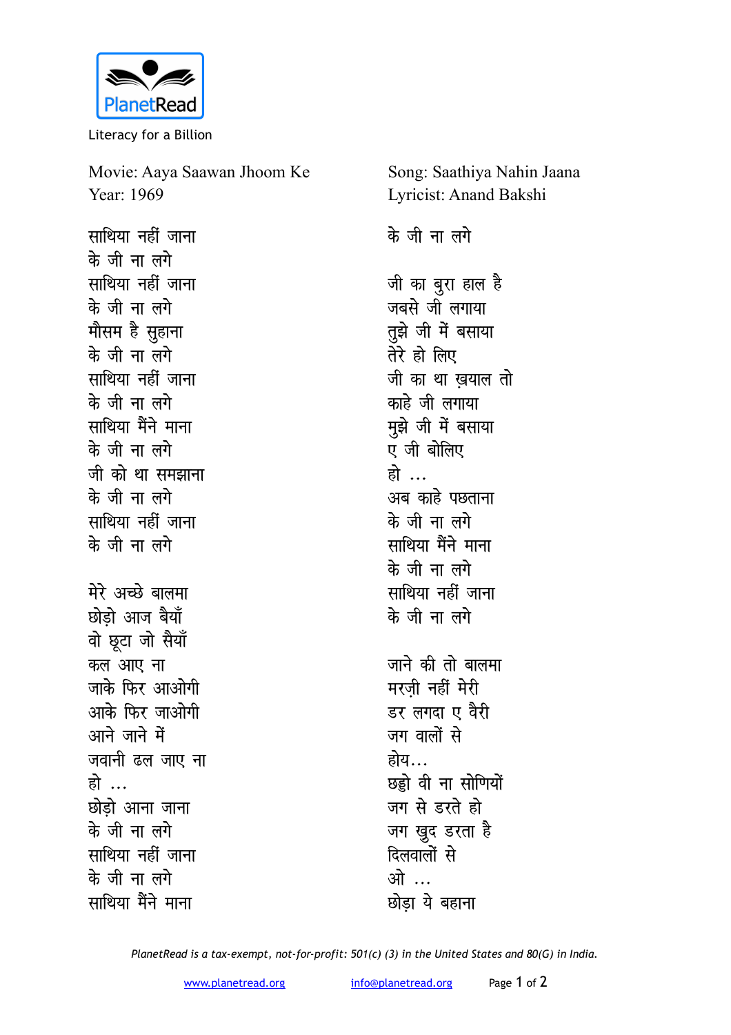Literacy for a Billion

Movie: Aaya Saawan Jhoom Ke
Year: 1969

Song: Saathiya Nahin Jaana
Lyricist: Anand Bakshi

साथिया नहीं जाना
के जी ना लगे
साथिया नहीं जाना
के जी ना लगे
मौसम है सुहाना
के जी ना लगे
साथिया नहीं जाना
के जी ना लगे
साथिया मैंने माना
के जी ना लगे
जी को था समझाना
के जी ना लगे
साथिया नहीं जाना
के जी ना लगे

मेरे अच्छे बालमा
छोड़ो आज बैयाँ
वो छूटा जो सैयाँ
कल आए ना
जाके फिर आओगी
आके फिर जाओगी
आने जाने में
जवानी ढल जाए ना
हो ...
छोड़ो आना जाना
के जी ना लगे
साथिया नहीं जाना
के जी ना लगे
साथिया मैंने माना
के जी ना लगे

जी का बुरा हाल है
जबसे जी लगाया
तुझे जी में बसाया
तेरे हो लिए
जी का था ख़याल तो
काहे जी लगाया
मुझे जी में बसाया
ए जी बोलिए
हो ...
अब काहे पछताना
के जी ना लगे
साथिया मैंने माना
के जी ना लगे
साथिया नहीं जाना
के जी ना लगे

जाने की तो बालमा
मरज़ी नहीं मेरी
डर लगदा ए वैरी
जग वालों से
होय...
छड्डो वी ना सोणियों
जग से डरते हो
जग खुद डरता है
दिलवालों से
ओ ...
छोड़ा ये बहाना

*PlanetRead is a tax-exempt, not-for-profit: 501(c) (3) in the United States and 80(G) in India.*

www.planetread.org info@planetread.org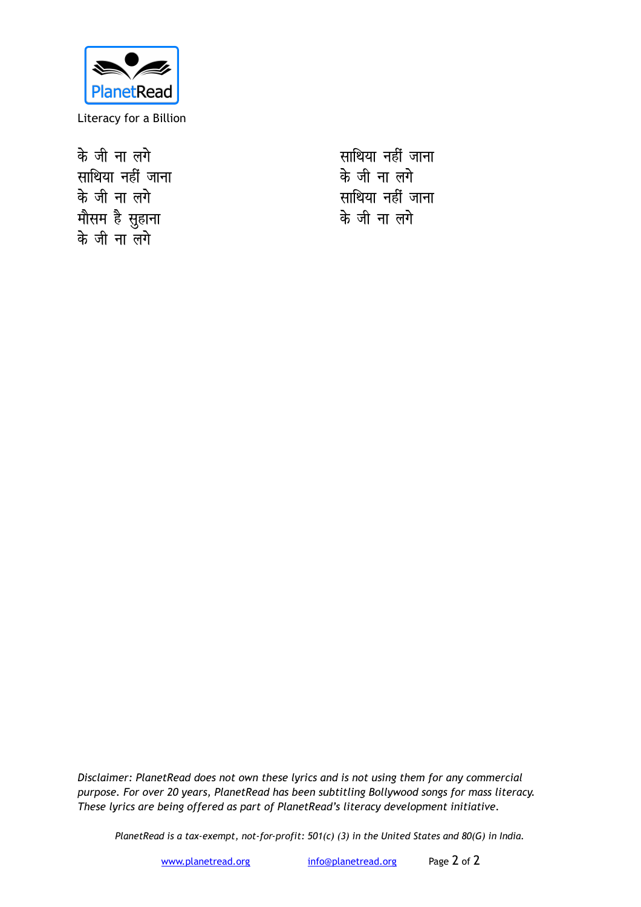PlanetRead

Literacy for a Billion

के जी ना लगे
साथिया नहीं जाना
के जी ना लगे
मौसम है सुहाना
के जी ना लगे

साथिया नहीं जाना
के जी ना लगे
साथिया नहीं जाना
के जी ना लगे

*Disclaimer: PlanetRead does not own these lyrics and is not using them for any commercial purpose. For over 20 years, PlanetRead has been subtitling Bollywood songs for mass literacy. These lyrics are being offered as part of PlanetRead's literacy development initiative.*

*PlanetRead is a tax-exempt, not-for-profit: 501(c) (3) in the United States and 80(G) in India.*

www.planetread.org info@planetread.org